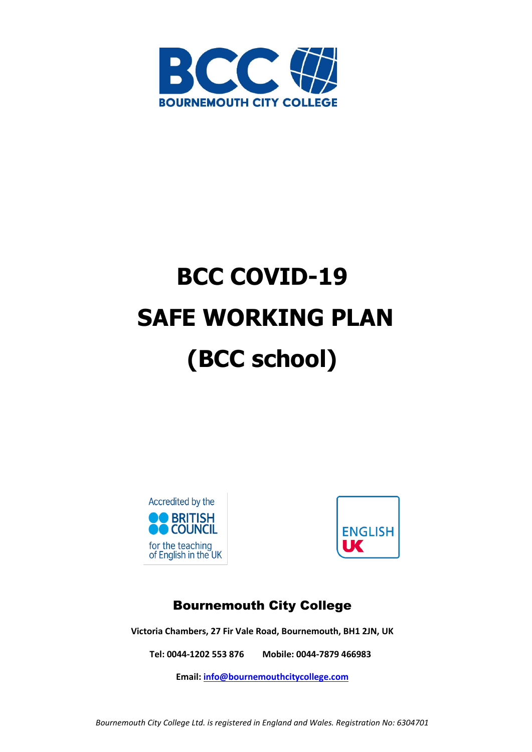BCC

BOURNEMOUTH CITY COLLEGE

# BCC COVID-19
# SAFE WORKING PLAN
# (BCC school)

Accredited by the BRITISH COUNCIL for the teaching of English in the UK

ENGLISH UK

## Bournemouth City College

**Victoria Chambers, 27 Fir Vale Road, Bournemouth, BH1 2JN, UK**

**Tel: 0044-1202 553 876 Mobile: 0044-7879 466983**

**Email: info@bournemouthcitycollege.com**

*Bournemouth City College Ltd. is registered in England and Wales. Registration No: 6304701*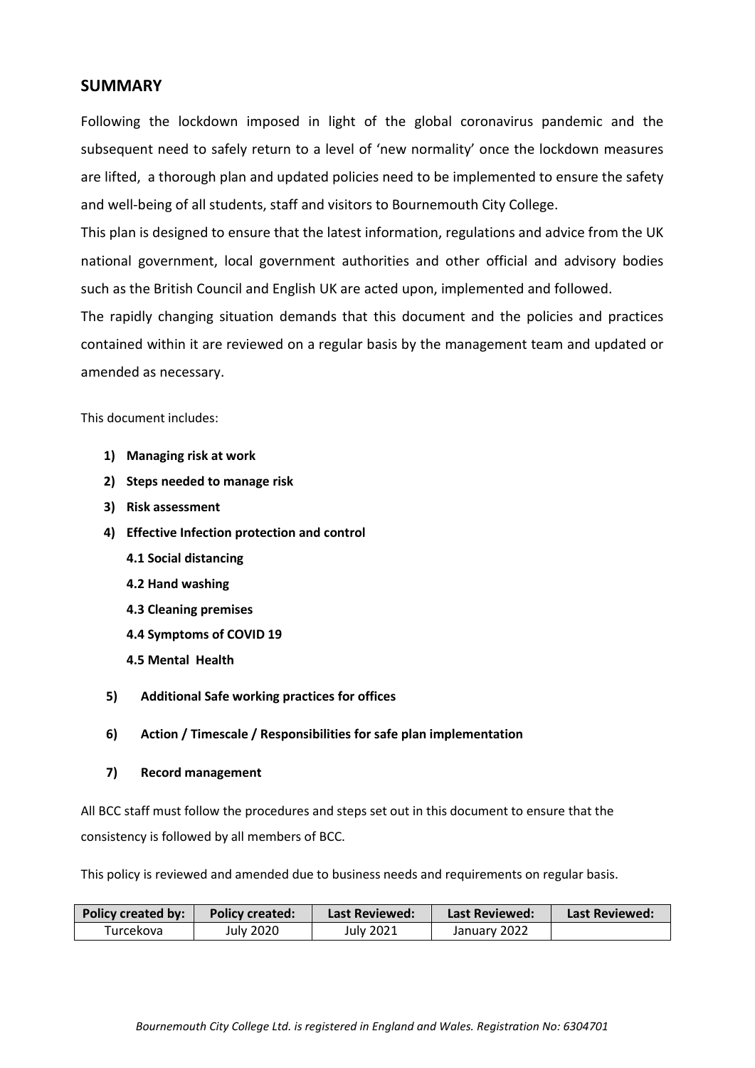## SUMMARY

Following the lockdown imposed in light of the global coronavirus pandemic and the subsequent need to safely return to a level of 'new normality' once the lockdown measures are lifted, a thorough plan and updated policies need to be implemented to ensure the safety and well-being of all students, staff and visitors to Bournemouth City College.

This plan is designed to ensure that the latest information, regulations and advice from the UK national government, local government authorities and other official and advisory bodies such as the British Council and English UK are acted upon, implemented and followed.

The rapidly changing situation demands that this document and the policies and practices contained within it are reviewed on a regular basis by the management team and updated or amended as necessary.

This document includes:

1) **Managing risk at work**
2) **Steps needed to manage risk**
3) **Risk assessment**
4) **Effective Infection protection and control**
   - **4.1 Social distancing**
   - **4.2 Hand washing**
   - **4.3 Cleaning premises**
   - **4.4 Symptoms of COVID 19**
   - **4.5 Mental Health**
5) **Additional Safe working practices for offices**
6) **Action / Timescale / Responsibilities for safe plan implementation**
7) **Record management**

All BCC staff must follow the procedures and steps set out in this document to ensure that the consistency is followed by all members of BCC.

This policy is reviewed and amended due to business needs and requirements on regular basis.

| Policy created by: | Policy created: | Last Reviewed: | Last Reviewed: | Last Reviewed: |
| --- | --- | --- | --- | --- |
| Turcekova | July 2020 | July 2021 | January 2022 | |

*Bournemouth City College Ltd. is registered in England and Wales. Registration No: 6304701*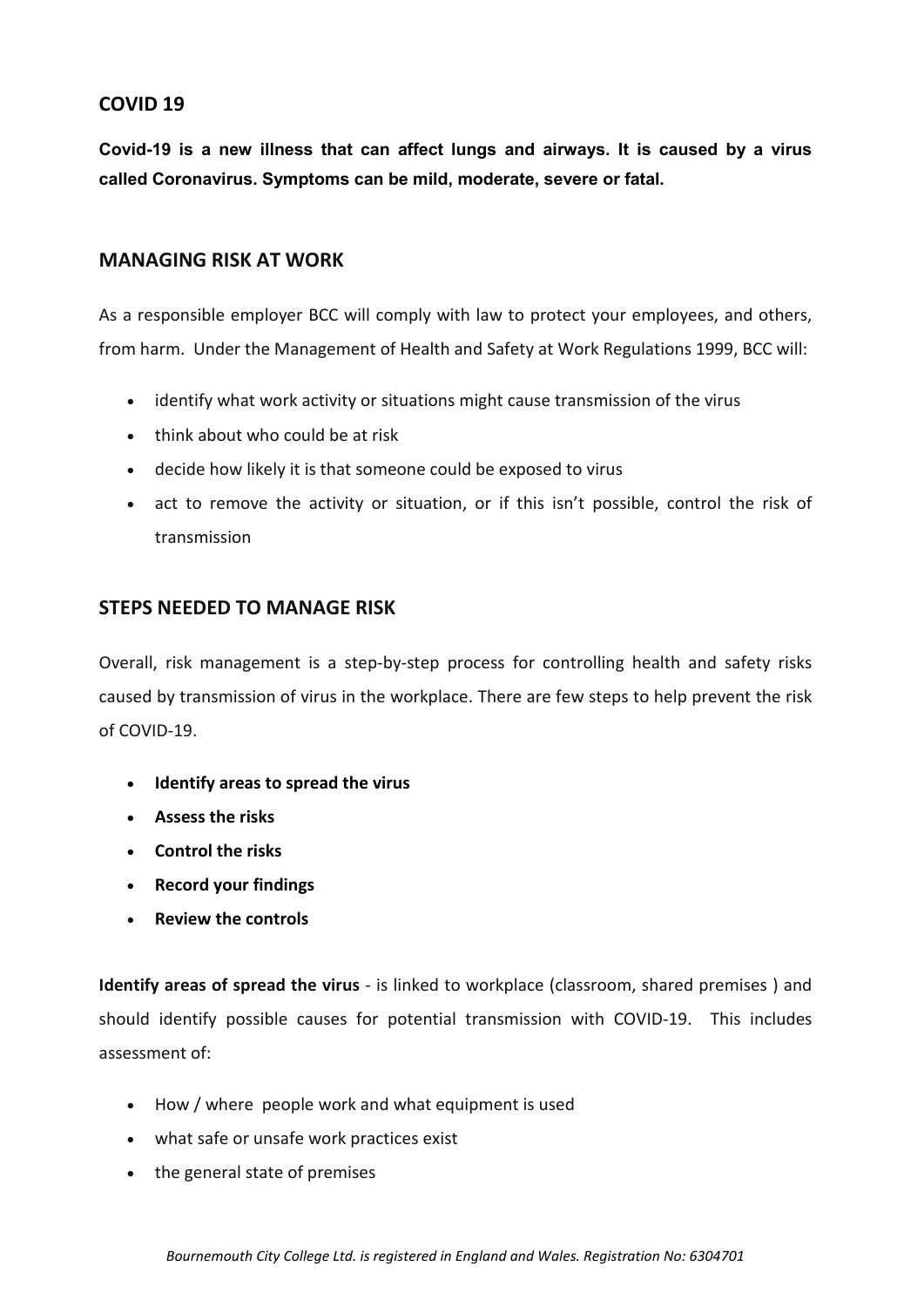## COVID 19

**Covid-19 is a new illness that can affect lungs and airways. It is caused by a virus called Coronavirus. Symptoms can be mild, moderate, severe or fatal.**

## MANAGING RISK AT WORK

As a responsible employer BCC will comply with law to protect your employees, and others, from harm. Under the Management of Health and Safety at Work Regulations 1999, BCC will:

- identify what work activity or situations might cause transmission of the virus
- think about who could be at risk
- decide how likely it is that someone could be exposed to virus
- act to remove the activity or situation, or if this isn't possible, control the risk of transmission

## STEPS NEEDED TO MANAGE RISK

Overall, risk management is a step-by-step process for controlling health and safety risks caused by transmission of virus in the workplace. There are few steps to help prevent the risk of COVID-19.

- **Identify areas to spread the virus**
- **Assess the risks**
- **Control the risks**
- **Record your findings**
- **Review the controls**

**Identify areas of spread the virus** - is linked to workplace (classroom, shared premises ) and should identify possible causes for potential transmission with COVID-19. This includes assessment of:

- How / where people work and what equipment is used
- what safe or unsafe work practices exist
- the general state of premises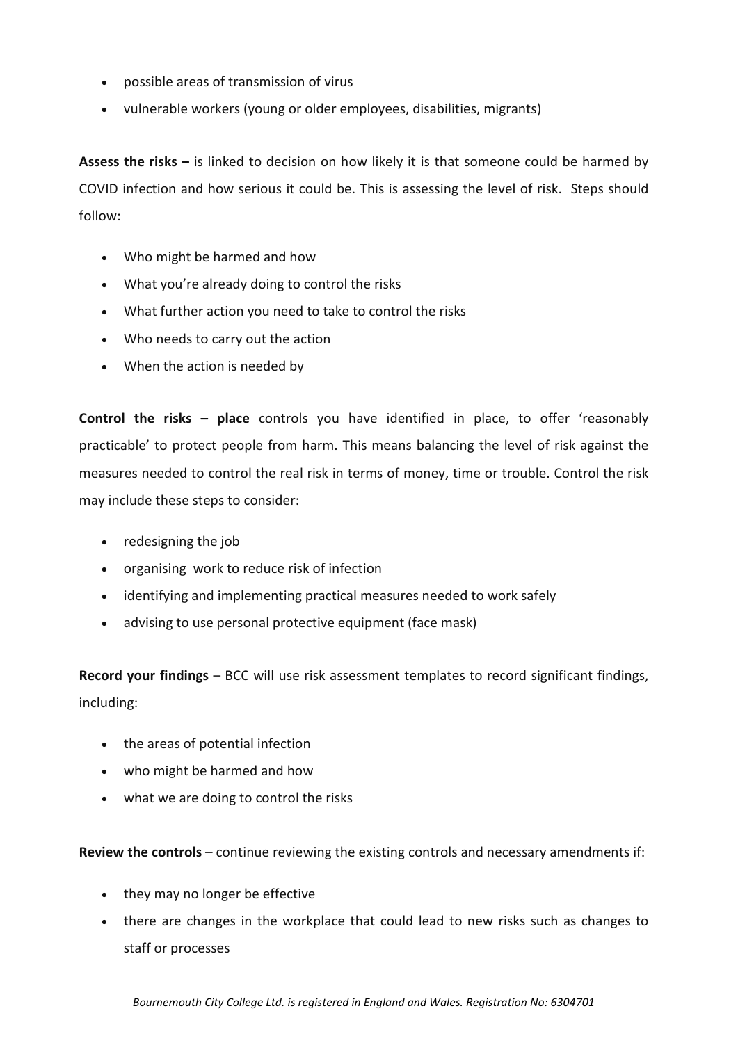- possible areas of transmission of virus
- vulnerable workers (young or older employees, disabilities, migrants)

**Assess the risks –** is linked to decision on how likely it is that someone could be harmed by COVID infection and how serious it could be. This is assessing the level of risk. Steps should follow:

- Who might be harmed and how
- What you're already doing to control the risks
- What further action you need to take to control the risks
- Who needs to carry out the action
- When the action is needed by

**Control the risks – place** controls you have identified in place, to offer 'reasonably practicable' to protect people from harm. This means balancing the level of risk against the measures needed to control the real risk in terms of money, time or trouble. Control the risk may include these steps to consider:

- redesigning the job
- organising work to reduce risk of infection
- identifying and implementing practical measures needed to work safely
- advising to use personal protective equipment (face mask)

**Record your findings** – BCC will use risk assessment templates to record significant findings, including:

- the areas of potential infection
- who might be harmed and how
- what we are doing to control the risks

**Review the controls** – continue reviewing the existing controls and necessary amendments if:

- they may no longer be effective
- there are changes in the workplace that could lead to new risks such as changes to staff or processes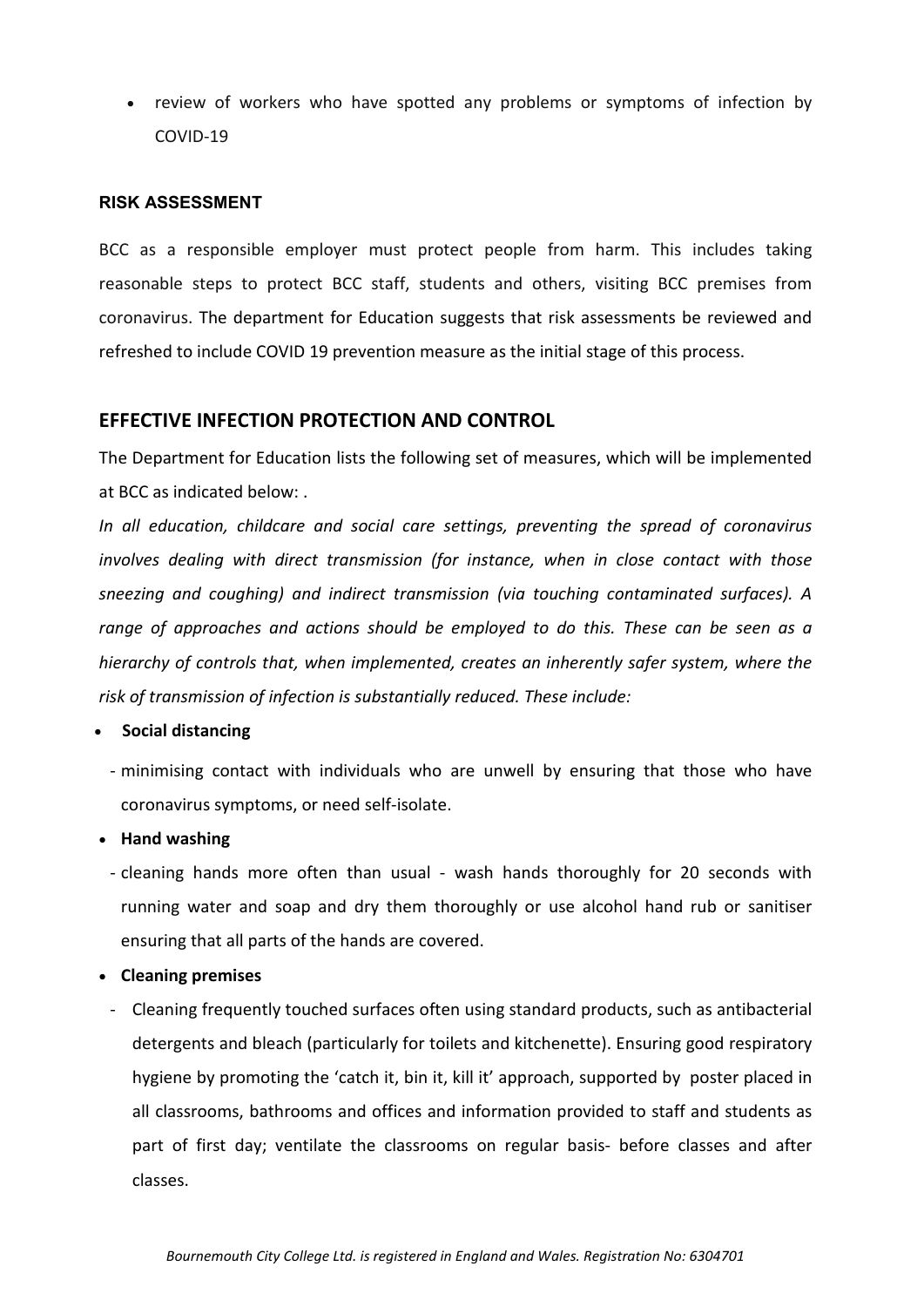- review of workers who have spotted any problems or symptoms of infection by COVID-19

#### RISK ASSESSMENT

BCC as a responsible employer must protect people from harm. This includes taking reasonable steps to protect BCC staff, students and others, visiting BCC premises from coronavirus. The department for Education suggests that risk assessments be reviewed and refreshed to include COVID 19 prevention measure as the initial stage of this process.

## EFFECTIVE INFECTION PROTECTION AND CONTROL

The Department for Education lists the following set of measures, which will be implemented at BCC as indicated below: .

*In all education, childcare and social care settings, preventing the spread of coronavirus involves dealing with direct transmission (for instance, when in close contact with those sneezing and coughing) and indirect transmission (via touching contaminated surfaces). A range of approaches and actions should be employed to do this. These can be seen as a hierarchy of controls that, when implemented, creates an inherently safer system, where the risk of transmission of infection is substantially reduced. These include:*

- **Social distancing**
  - minimising contact with individuals who are unwell by ensuring that those who have coronavirus symptoms, or need self-isolate.
- **Hand washing**
  - cleaning hands more often than usual - wash hands thoroughly for 20 seconds with running water and soap and dry them thoroughly or use alcohol hand rub or sanitiser ensuring that all parts of the hands are covered.
- **Cleaning premises**
  - Cleaning frequently touched surfaces often using standard products, such as antibacterial detergents and bleach (particularly for toilets and kitchenette). Ensuring good respiratory hygiene by promoting the 'catch it, bin it, kill it' approach, supported by poster placed in all classrooms, bathrooms and offices and information provided to staff and students as part of first day; ventilate the classrooms on regular basis- before classes and after classes.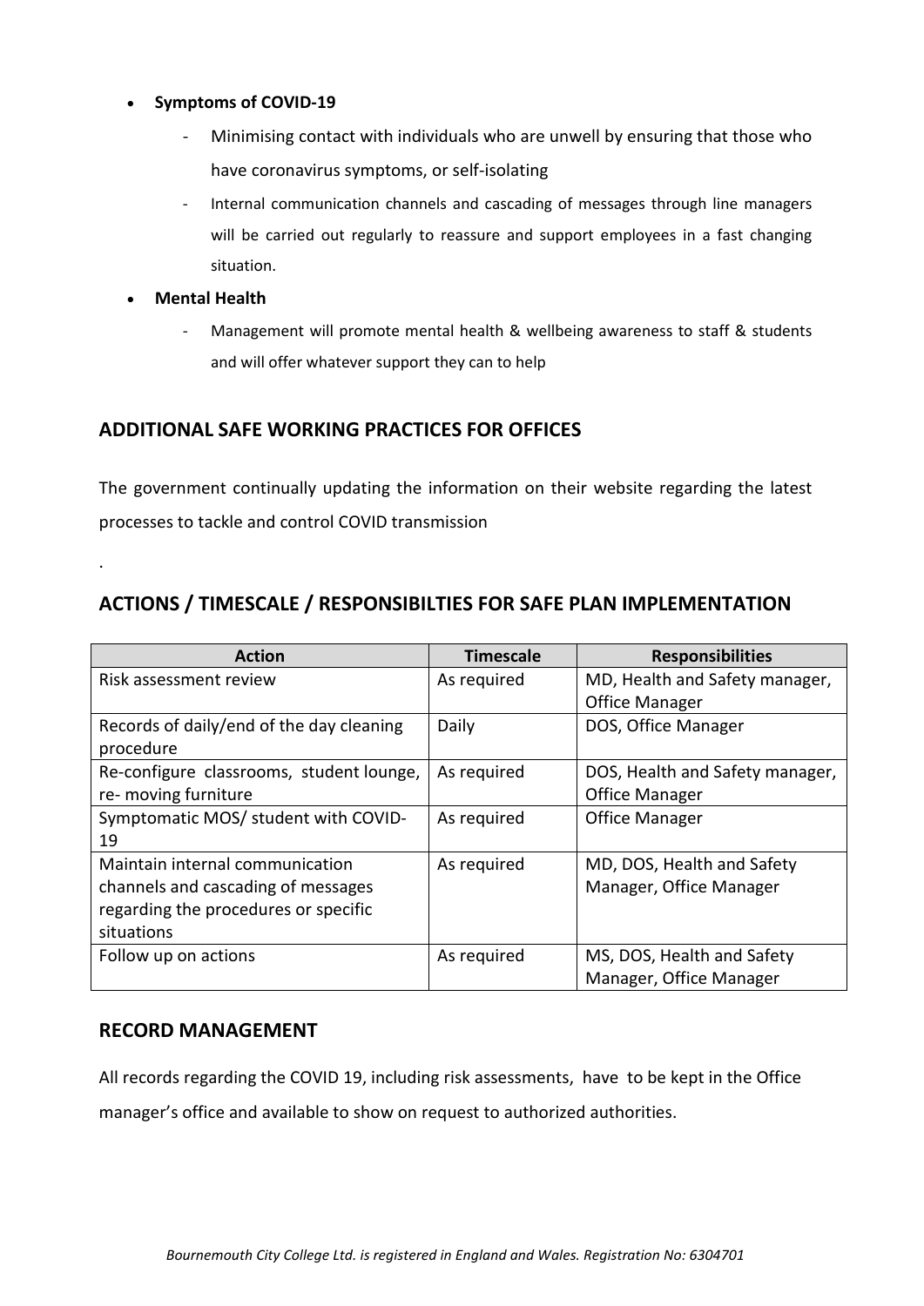- **Symptoms of COVID-19**
  - Minimising contact with individuals who are unwell by ensuring that those who have coronavirus symptoms, or self-isolating
  - Internal communication channels and cascading of messages through line managers will be carried out regularly to reassure and support employees in a fast changing situation.
- **Mental Health**
  - Management will promote mental health & wellbeing awareness to staff & students and will offer whatever support they can to help

## ADDITIONAL SAFE WORKING PRACTICES FOR OFFICES

The government continually updating the information on their website regarding the latest processes to tackle and control COVID transmission

.

## ACTIONS / TIMESCALE / RESPONSIBILTIES FOR SAFE PLAN IMPLEMENTATION

| Action | Timescale | Responsibilities |
|---|---|---|
| Risk assessment review | As required | MD, Health and Safety manager, Office Manager |
| Records of daily/end of the day cleaning procedure | Daily | DOS, Office Manager |
| Re-configure classrooms, student lounge, re- moving furniture | As required | DOS, Health and Safety manager, Office Manager |
| Symptomatic MOS/ student with COVID-19 | As required | Office Manager |
| Maintain internal communication channels and cascading of messages regarding the procedures or specific situations | As required | MD, DOS, Health and Safety Manager, Office Manager |
| Follow up on actions | As required | MS, DOS, Health and Safety Manager, Office Manager |

## RECORD MANAGEMENT

All records regarding the COVID 19, including risk assessments, have to be kept in the Office manager's office and available to show on request to authorized authorities.